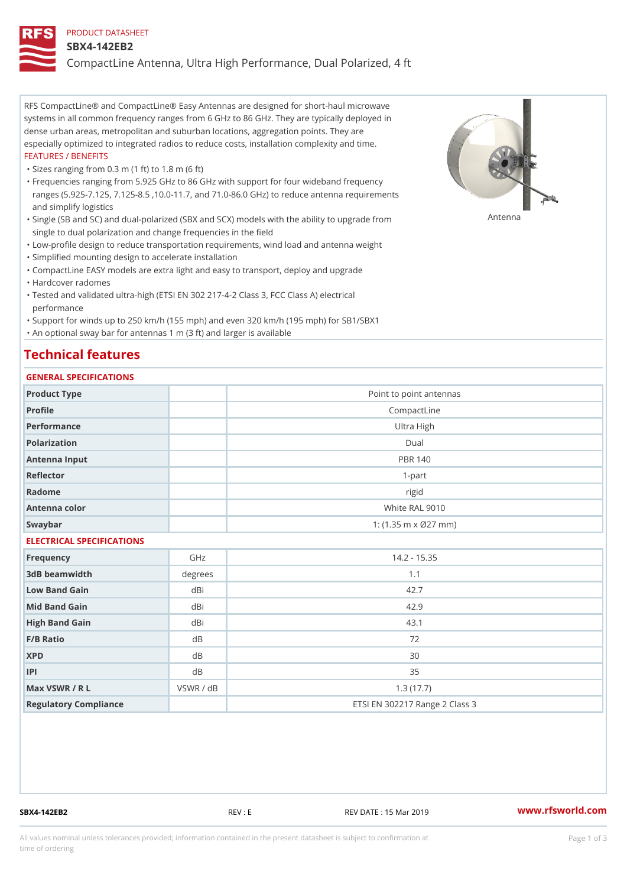PRODUCT DATASHEET

# SBX4-142EB2

## CompactLine Antenna, Ultra High Performance, Dual Polarized, 4 ft

RFS CompactLine® and CompactLine® Easy Antennas are designed for short-haul microwave systems in all common frequency ranges from 6 GHz to 86 GHz. They are typically deployed in dense urban areas, metropolitan and suburban locations, aggregation points. They are especially optimized to integrated radios to reduce costs, installation complexity and time.

FEATURES / BENEFITS

- Sizes ranging from 0.3 m (1 ft) to 1.8 m (6 ft)
- Frequencies ranging from 5.925 GHz to 86 GHz with support for four wideband frequency ranges (5.925-7.125, 7.125-8.5 ,10.0-11.7, and 71.0-86.0 GHz) to reduce antenna requirements and simplify logistics
- Single (SB and SC) and dual-polarized (SBX and SCX) models with the ability to upgrade from single to dual polarization and change frequencies in the field
- Low-profile design to reduce transportation requirements, wind load and antenna weight
- Simplified mounting design to accelerate installation
- CompactLine EASY models are extra light and easy to transport, deploy and upgrade
- Hardcover radomes
- Tested and validated ultra-high (ETSI EN 302 217-4-2 Class 3, FCC Class A) electrical performance
- Support for winds up to 250 km/h (155 mph) and even 320 km/h (195 mph) for SB1/SBX1
- An optional sway bar for antennas 1 m (3 ft) and larger is available

Antenna

# Technical features

## GENERAL SPECIFICATIONS

| | | |
|---|---|---|
| Product Type | | Point to point antennas |
| Profile | | CompactLine |
| Performance | | Ultra High |
| Polarization | | Dual |
| Antenna Input | | PBR 140 |
| Reflector | | 1-part |
| Radome | | rigid |
| Antenna color | | White RAL 9010 |
| Swaybar | | 1: (1.35 m x Ø27 mm) |

## ELECTRICAL SPECIFICATIONS

| | | |
|---|---|---|
| Frequency | GHz | 14.2 - 15.35 |
| 3dB beamwidth | degrees | 1.1 |
| Low Band Gain | dBi | 42.7 |
| Mid Band Gain | dBi | 42.9 |
| High Band Gain | dBi | 43.1 |
| F/B Ratio | dB | 72 |
| XPD | dB | 30 |
| IPI | dB | 35 |
| Max VSWR / R L | VSWR / dB | 1.3 (17.7) |
| Regulatory Compliance | | ETSI EN 302217 Range 2 Class 3 |

SBX4-142EB2 REV : E REV DATE : 15 Mar 2019 www.rfsworld.com

All values nominal unless tolerances provided; information contained in the present datasheet is subject to confirmation at time of ordering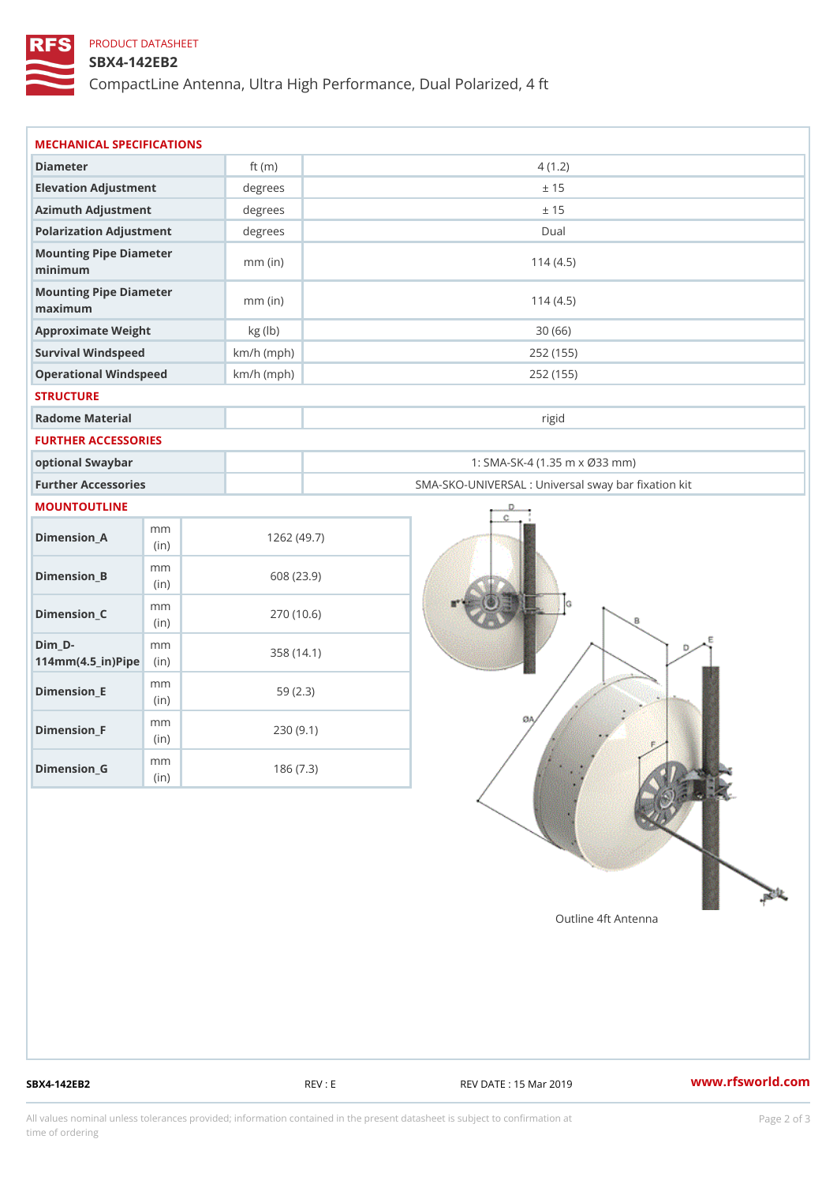PRODUCT DATASHEET

# SBX4-142EB2

## CompactLine Antenna, Ultra High Performance, Dual Polarized, 4 ft

### MECHANICAL SPECIFICATIONS

| | | |
|---|---|---|
| Diameter | ft (m) | 4 (1.2) |
| Elevation Adjustment | degrees | ± 15 |
| Azimuth Adjustment | degrees | ± 15 |
| Polarization Adjustment | degrees | Dual |
| Mounting Pipe Diameter minimum | mm (in) | 114 (4.5) |
| Mounting Pipe Diameter maximum | mm (in) | 114 (4.5) |
| Approximate Weight | kg (lb) | 30 (66) |
| Survival Windspeed | km/h (mph) | 252 (155) |
| Operational Windspeed | km/h (mph) | 252 (155) |

### STRUCTURE

| | | |
|---|---|---|
| Radome Material | | rigid |

### FURTHER ACCESSORIES

| | | |
|---|---|---|
| optional Swaybar | | 1: SMA-SK-4 (1.35 m x Ø33 mm) |
| Further Accessories | | SMA-SKO-UNIVERSAL : Universal sway bar fixation kit |

### MOUNTOUTLINE

| | | |
|---|---|---|
| Dimension_A | mm (in) | 1262 (49.7) |
| Dimension_B | mm (in) | 608 (23.9) |
| Dimension_C | mm (in) | 270 (10.6) |
| Dim_D-114mm(4.5_in)Pipe | mm (in) | 358 (14.1) |
| Dimension_E | mm (in) | 59 (2.3) |
| Dimension_F | mm (in) | 230 (9.1) |
| Dimension_G | mm (in) | 186 (7.3) |

Outline 4ft Antenna

SBX4-142EB2 | REV : E | REV DATE : 15 Mar 2019 | www.rfsworld.com

All values nominal unless tolerances provided; information contained in the present datasheet is subject to confirmation at time of ordering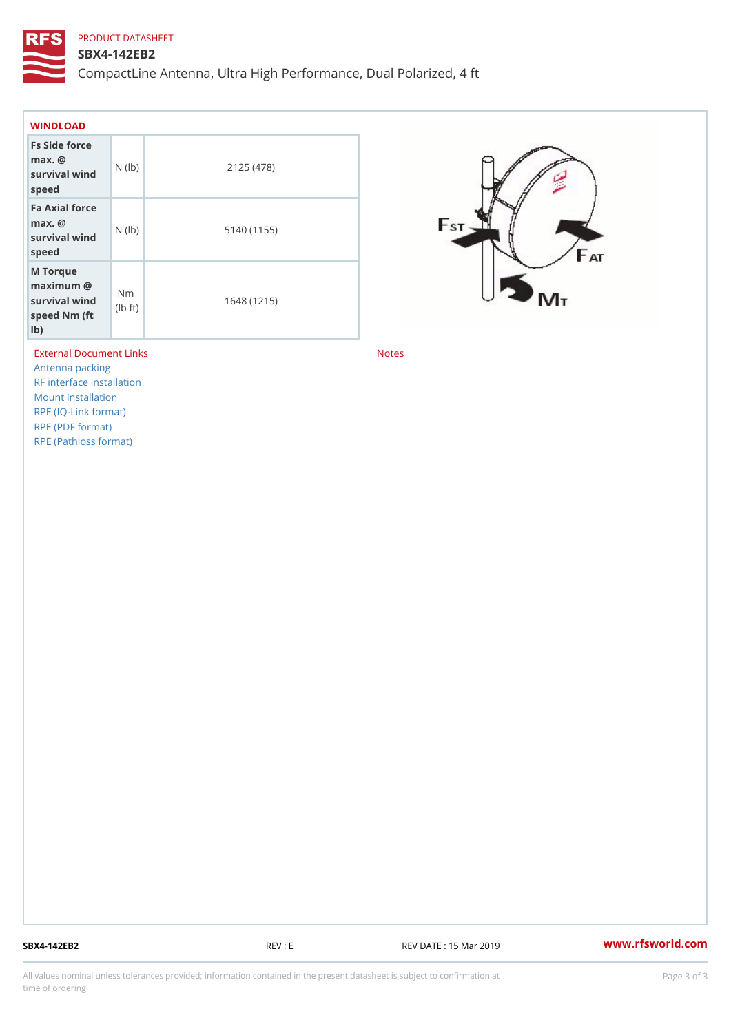PRODUCT DATASHEET

# SBX4-142EB2

CompactLine Antenna, Ultra High Performance, Dual Polarized, 4 ft

## WINDLOAD

| | | |
|---|---|---|
| Fs Side force max. @ survival wind speed | N (lb) | 2125 (478) |
| Fa Axial force max. @ survival wind speed | N (lb) | 5140 (1155) |
| M Torque maximum @ survival wind speed Nm (ft lb) | Nm (lb ft) | 1648 (1215) |

FST

FAT

MT

External Document Links

- Antenna packing
- RF interface installation
- Mount installation
- RPE (IQ-Link format)
- RPE (PDF format)
- RPE (Pathloss format)

Notes

SBX4-142EB2 REV : E REV DATE : 15 Mar 2019 www.rfsworld.com

All values nominal unless tolerances provided; information contained in the present datasheet is subject to confirmation at time of ordering